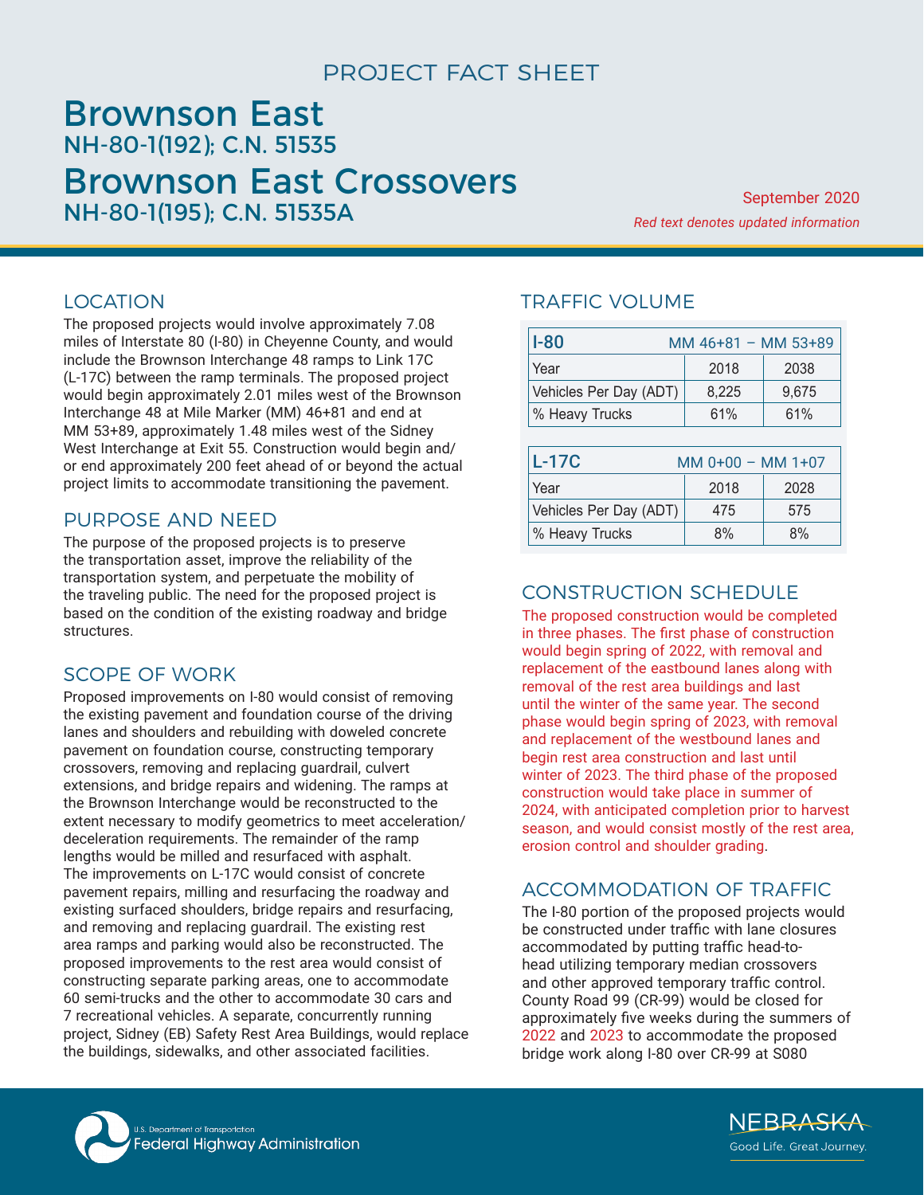# PROJECT FACT SHEET

# Brownson East
## NH-80-1(192); C.N. 51535

# Brownson East Crossovers
## NH-80-1(195); C.N. 51535A

September 2020

*Red text denotes updated information*

## LOCATION

The proposed projects would involve approximately 7.08 miles of Interstate 80 (I-80) in Cheyenne County, and would include the Brownson Interchange 48 ramps to Link 17C (L-17C) between the ramp terminals. The proposed project would begin approximately 2.01 miles west of the Brownson Interchange 48 at Mile Marker (MM) 46+81 and end at MM 53+89, approximately 1.48 miles west of the Sidney West Interchange at Exit 55. Construction would begin and/or end approximately 200 feet ahead of or beyond the actual project limits to accommodate transitioning the pavement.

## PURPOSE AND NEED

The purpose of the proposed projects is to preserve the transportation asset, improve the reliability of the transportation system, and perpetuate the mobility of the traveling public. The need for the proposed project is based on the condition of the existing roadway and bridge structures.

## SCOPE OF WORK

Proposed improvements on I-80 would consist of removing the existing pavement and foundation course of the driving lanes and shoulders and rebuilding with doweled concrete pavement on foundation course, constructing temporary crossovers, removing and replacing guardrail, culvert extensions, and bridge repairs and widening. The ramps at the Brownson Interchange would be reconstructed to the extent necessary to modify geometrics to meet acceleration/deceleration requirements. The remainder of the ramp lengths would be milled and resurfaced with asphalt. The improvements on L-17C would consist of concrete pavement repairs, milling and resurfacing the roadway and existing surfaced shoulders, bridge repairs and resurfacing, and removing and replacing guardrail. The existing rest area ramps and parking would also be reconstructed. The proposed improvements to the rest area would consist of constructing separate parking areas, one to accommodate 60 semi-trucks and the other to accommodate 30 cars and 7 recreational vehicles. A separate, concurrently running project, Sidney (EB) Safety Rest Area Buildings, would replace the buildings, sidewalks, and other associated facilities.

## TRAFFIC VOLUME

| I-80 | MM 46+81 – MM 53+89 | |
|---|---|---|
| Year | 2018 | 2038 |
| Vehicles Per Day (ADT) | 8,225 | 9,675 |
| % Heavy Trucks | 61% | 61% |

| L-17C | MM 0+00 – MM 1+07 | |
|---|---|---|
| Year | 2018 | 2028 |
| Vehicles Per Day (ADT) | 475 | 575 |
| % Heavy Trucks | 8% | 8% |

## CONSTRUCTION SCHEDULE

The proposed construction would be completed in three phases. The first phase of construction would begin spring of 2022, with removal and replacement of the eastbound lanes along with removal of the rest area buildings and last until the winter of the same year. The second phase would begin spring of 2023, with removal and replacement of the westbound lanes and begin rest area construction and last until winter of 2023. The third phase of the proposed construction would take place in summer of 2024, with anticipated completion prior to harvest season, and would consist mostly of the rest area, erosion control and shoulder grading.

## ACCOMMODATION OF TRAFFIC

The I-80 portion of the proposed projects would be constructed under traffic with lane closures accommodated by putting traffic head-to-head utilizing temporary median crossovers and other approved temporary traffic control. County Road 99 (CR-99) would be closed for approximately five weeks during the summers of 2022 and 2023 to accommodate the proposed bridge work along I-80 over CR-99 at S080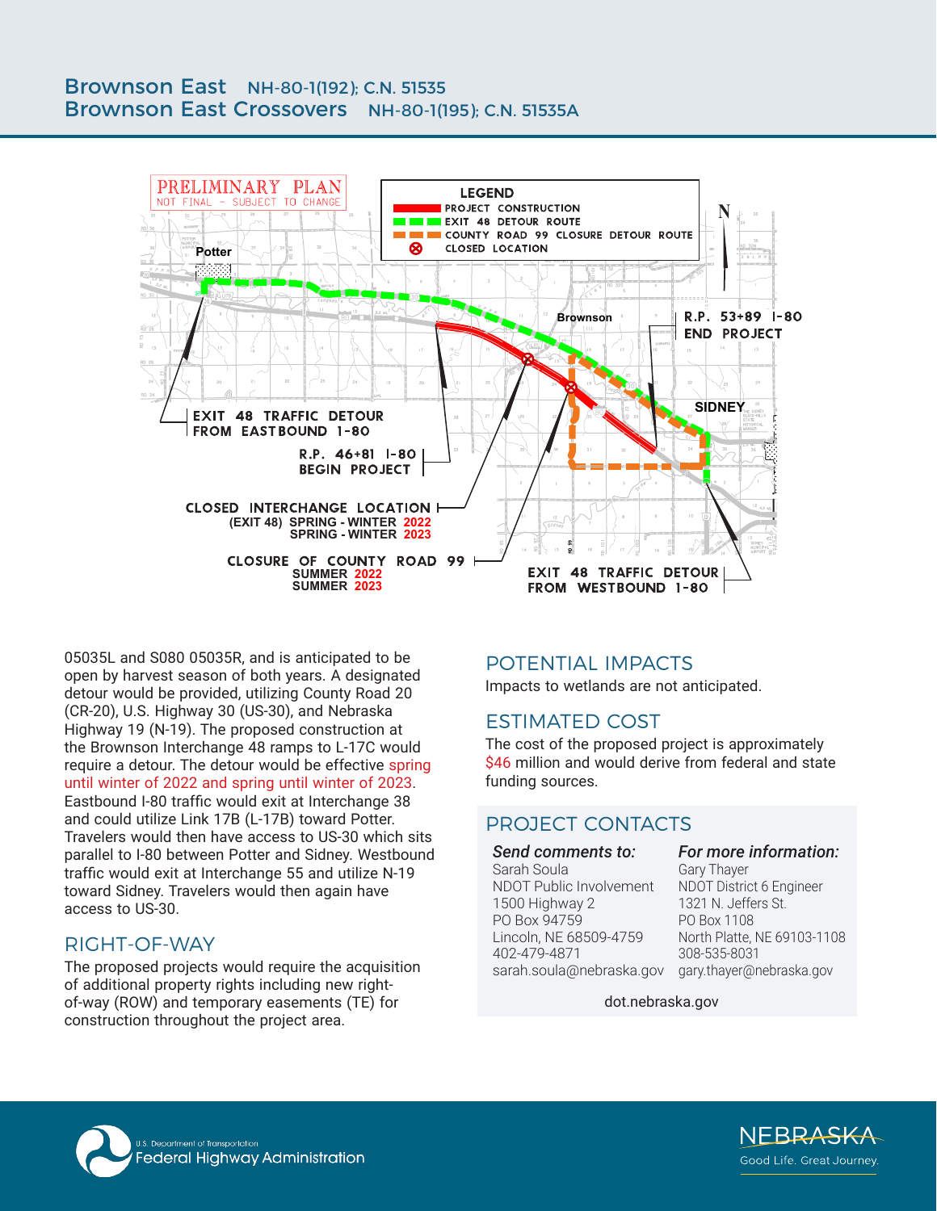# Brownson East NH-80-1(192); C.N. 51535
# Brownson East Crossovers NH-80-1(195); C.N. 51535A

PRELIMINARY PLAN
NOT FINAL – SUBJECT TO CHANGE

LEGEND
PROJECT CONSTRUCTION
EXIT 48 DETOUR ROUTE
COUNTY ROAD 99 CLOSURE DETOUR ROUTE
CLOSED LOCATION

N

Potter

Brownson

SIDNEY

R.P. 53+89 I-80
END PROJECT

EXIT 48 TRAFFIC DETOUR
FROM EASTBOUND I-80

R.P. 46+81 I-80
BEGIN PROJECT

CLOSED INTERCHANGE LOCATION
(EXIT 48) SPRING - WINTER 2022
SPRING - WINTER 2023

CLOSURE OF COUNTY ROAD 99
SUMMER 2022
SUMMER 2023

EXIT 48 TRAFFIC DETOUR
FROM WESTBOUND I-80

05035L and S080 05035R, and is anticipated to be open by harvest season of both years. A designated detour would be provided, utilizing County Road 20 (CR-20), U.S. Highway 30 (US-30), and Nebraska Highway 19 (N-19). The proposed construction at the Brownson Interchange 48 ramps to L-17C would require a detour. The detour would be effective spring until winter of 2022 and spring until winter of 2023. Eastbound I-80 traffic would exit at Interchange 38 and could utilize Link 17B (L-17B) toward Potter. Travelers would then have access to US-30 which sits parallel to I-80 between Potter and Sidney. Westbound traffic would exit at Interchange 55 and utilize N-19 toward Sidney. Travelers would then again have access to US-30.

## RIGHT-OF-WAY

The proposed projects would require the acquisition of additional property rights including new right-of-way (ROW) and temporary easements (TE) for construction throughout the project area.

## POTENTIAL IMPACTS

Impacts to wetlands are not anticipated.

## ESTIMATED COST

The cost of the proposed project is approximately $46 million and would derive from federal and state funding sources.

## PROJECT CONTACTS

***Send comments to:***
Sarah Soula
NDOT Public Involvement
1500 Highway 2
PO Box 94759
Lincoln, NE 68509-4759
402-479-4871
sarah.soula@nebraska.gov

***For more information:***
Gary Thayer
NDOT District 6 Engineer
1321 N. Jeffers St.
PO Box 1108
North Platte, NE 69103-1108
308-535-8031
gary.thayer@nebraska.gov

dot.nebraska.gov

U.S. Department of Transportation
Federal Highway Administration

NEBRASKA
Good Life. Great Journey.